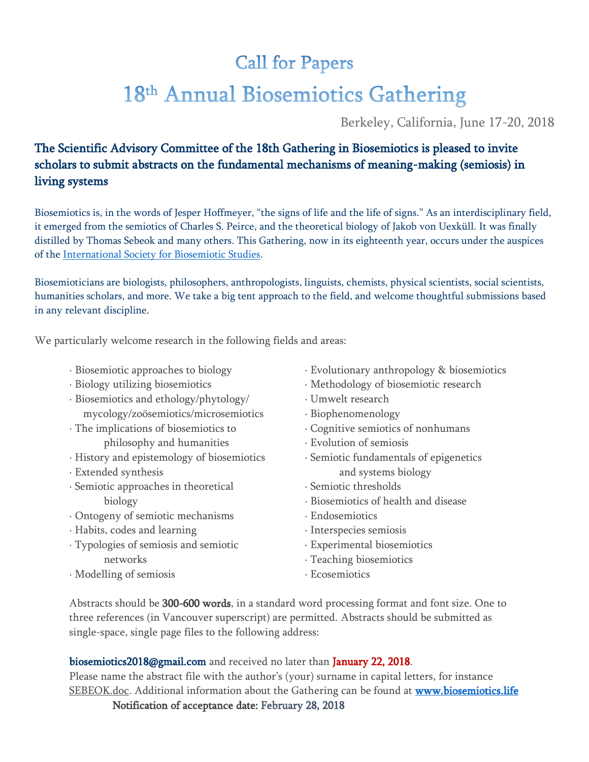# Call for Papers

# 18th Annual Biosemiotics Gathering

Berkeley, California, June 17-20, 2018

## The Scientific Advisory Committee of the 18th Gathering in Biosemiotics is pleased to invite scholars to submit abstracts on the fundamental mechanisms of meaning-making (semiosis) in living systems

Biosemiotics is, in the words of Jesper Hoffmeyer, “the signs of life and the life of signs.” As an interdisciplinary field, it emerged from the semiotics of Charles S. Peirce, and the theoretical biology of Jakob von Uexküll. It was finally distilled by Thomas Sebeok and many others. This Gathering, now in its eighteenth year, occurs under the auspices of the International Society for Biosemiotic Studies.

Biosemioticians are biologists, philosophers, anthropologists, linguists, chemists, physical scientists, social scientists, humanities scholars, and more. We take a big tent approach to the field, and welcome thoughtful submissions based in any relevant discipline.

We particularly welcome research in the following fields and areas:

- Biosemiotic approaches to biology
- Biology utilizing biosemiotics
- Biosemiotics and ethology/phytology/mycology/zoösemiotics/microsemiotics
- The implications of biosemiotics to philosophy and humanities
- History and epistemology of biosemiotics
- Extended synthesis
- Semiotic approaches in theoretical biology
- Ontogeny of semiotic mechanisms
- Habits, codes and learning
- Typologies of semiosis and semiotic networks
- Modelling of semiosis
- Evolutionary anthropology & biosemiotics
- Methodology of biosemiotic research
- Umwelt research
- Biophenomenology
- Cognitive semiotics of nonhumans
- Evolution of semiosis
- Semiotic fundamentals of epigenetics and systems biology
- Semiotic thresholds
- Biosemiotics of health and disease
- Endosemiotics
- Interspecies semiosis
- Experimental biosemiotics
- Teaching biosemiotics
- Ecosemiotics

Abstracts should be **300-600 words**, in a standard word processing format and font size. One to three references (in Vancouver superscript) are permitted. Abstracts should be submitted as single-space, single page files to the following address:

**biosemiotics2018@gmail.com** and received no later than **January 22, 2018**.
Please name the abstract file with the author’s (your) surname in capital letters, for instance SEBEOK.doc. Additional information about the Gathering can be found at **www.biosemiotics.life**

**Notification of acceptance date: February 28, 2018**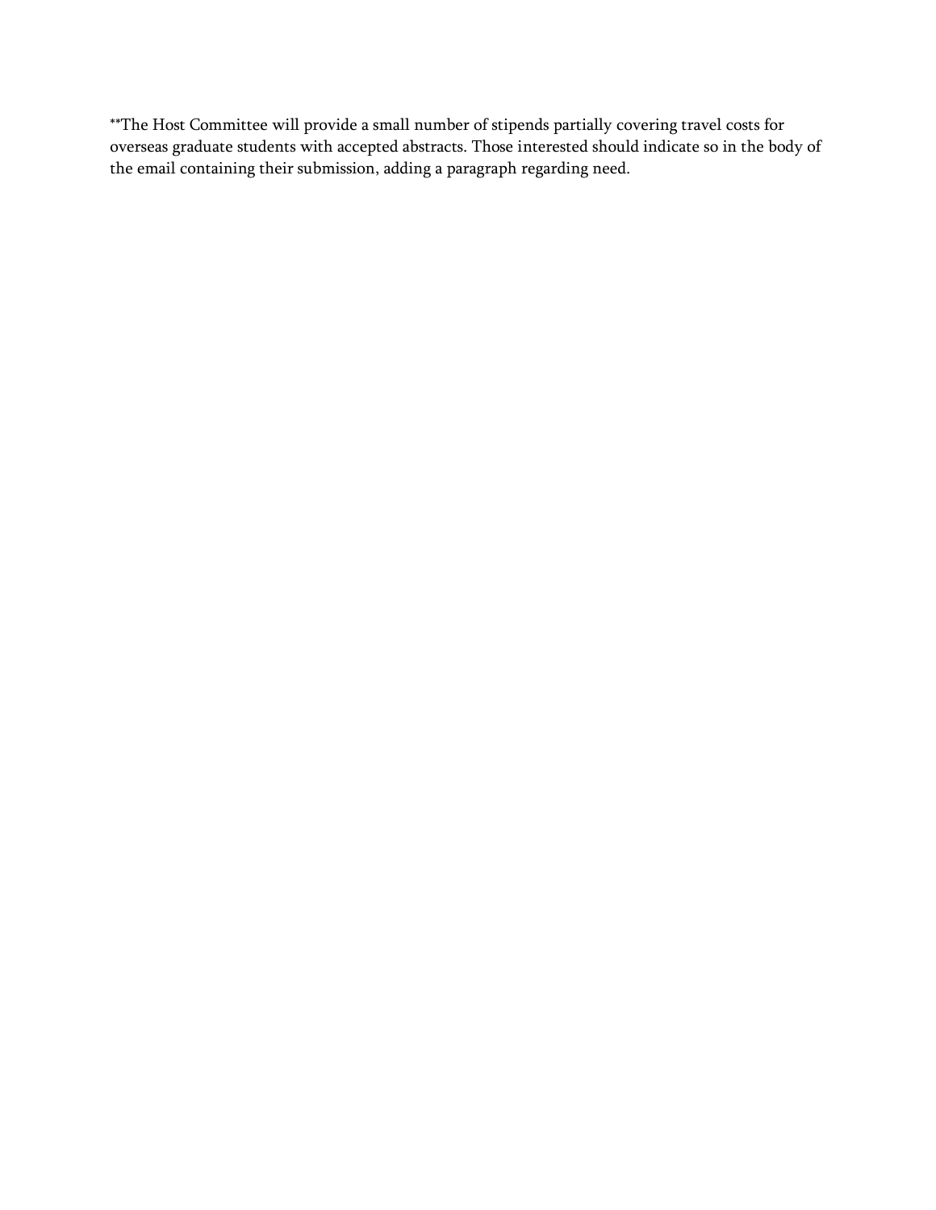**The Host Committee will provide a small number of stipends partially covering travel costs for overseas graduate students with accepted abstracts. Those interested should indicate so in the body of the email containing their submission, adding a paragraph regarding need.